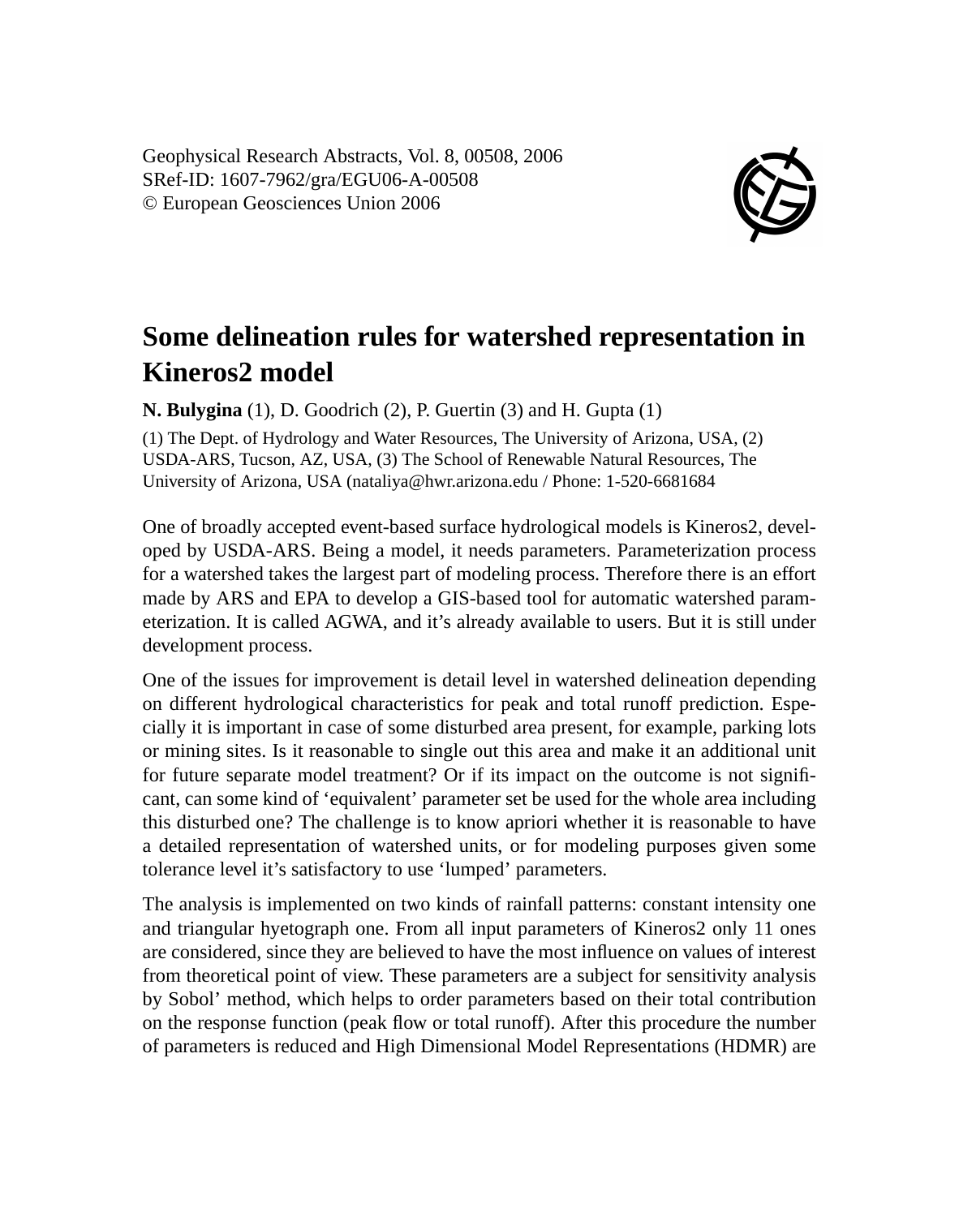Geophysical Research Abstracts, Vol. 8, 00508, 2006
SRef-ID: 1607-7962/gra/EGU06-A-00508
© European Geosciences Union 2006

# Some delineation rules for watershed representation in Kineros2 model

**N. Bulygina** (1), D. Goodrich (2), P. Guertin (3) and H. Gupta (1)

(1) The Dept. of Hydrology and Water Resources, The University of Arizona, USA, (2) USDA-ARS, Tucson, AZ, USA, (3) The School of Renewable Natural Resources, The University of Arizona, USA (nataliya@hwr.arizona.edu / Phone: 1-520-6681684

One of broadly accepted event-based surface hydrological models is Kineros2, developed by USDA-ARS. Being a model, it needs parameters. Parameterization process for a watershed takes the largest part of modeling process. Therefore there is an effort made by ARS and EPA to develop a GIS-based tool for automatic watershed parameterization. It is called AGWA, and it's already available to users. But it is still under development process.

One of the issues for improvement is detail level in watershed delineation depending on different hydrological characteristics for peak and total runoff prediction. Especially it is important in case of some disturbed area present, for example, parking lots or mining sites. Is it reasonable to single out this area and make it an additional unit for future separate model treatment? Or if its impact on the outcome is not significant, can some kind of 'equivalent' parameter set be used for the whole area including this disturbed one? The challenge is to know apriori whether it is reasonable to have a detailed representation of watershed units, or for modeling purposes given some tolerance level it's satisfactory to use 'lumped' parameters.

The analysis is implemented on two kinds of rainfall patterns: constant intensity one and triangular hyetograph one. From all input parameters of Kineros2 only 11 ones are considered, since they are believed to have the most influence on values of interest from theoretical point of view. These parameters are a subject for sensitivity analysis by Sobol' method, which helps to order parameters based on their total contribution on the response function (peak flow or total runoff). After this procedure the number of parameters is reduced and High Dimensional Model Representations (HDMR) are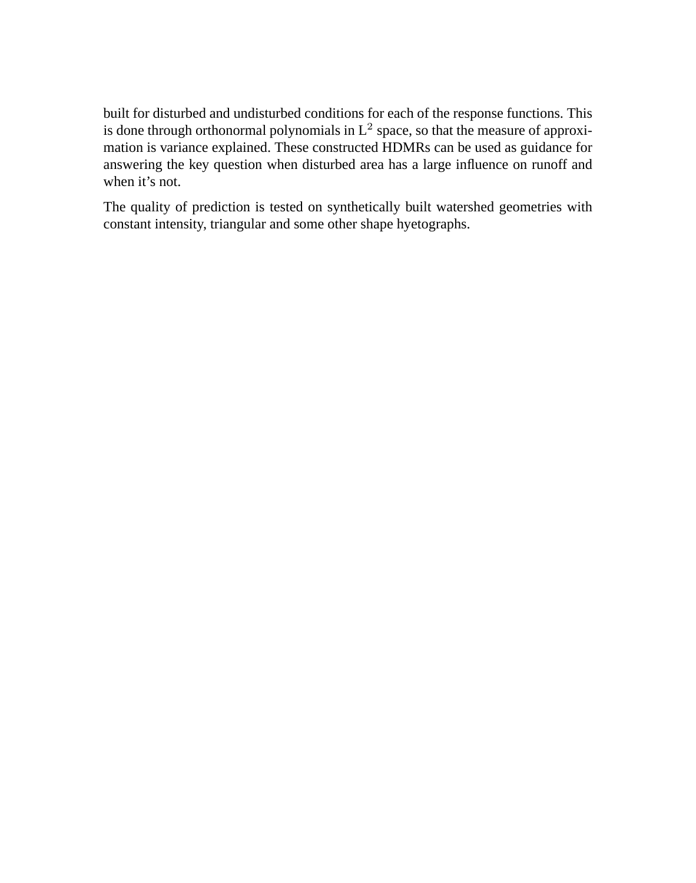built for disturbed and undisturbed conditions for each of the response functions. This is done through orthonormal polynomials in $L^2$ space, so that the measure of approximation is variance explained. These constructed HDMRs can be used as guidance for answering the key question when disturbed area has a large influence on runoff and when it's not.

The quality of prediction is tested on synthetically built watershed geometries with constant intensity, triangular and some other shape hyetographs.